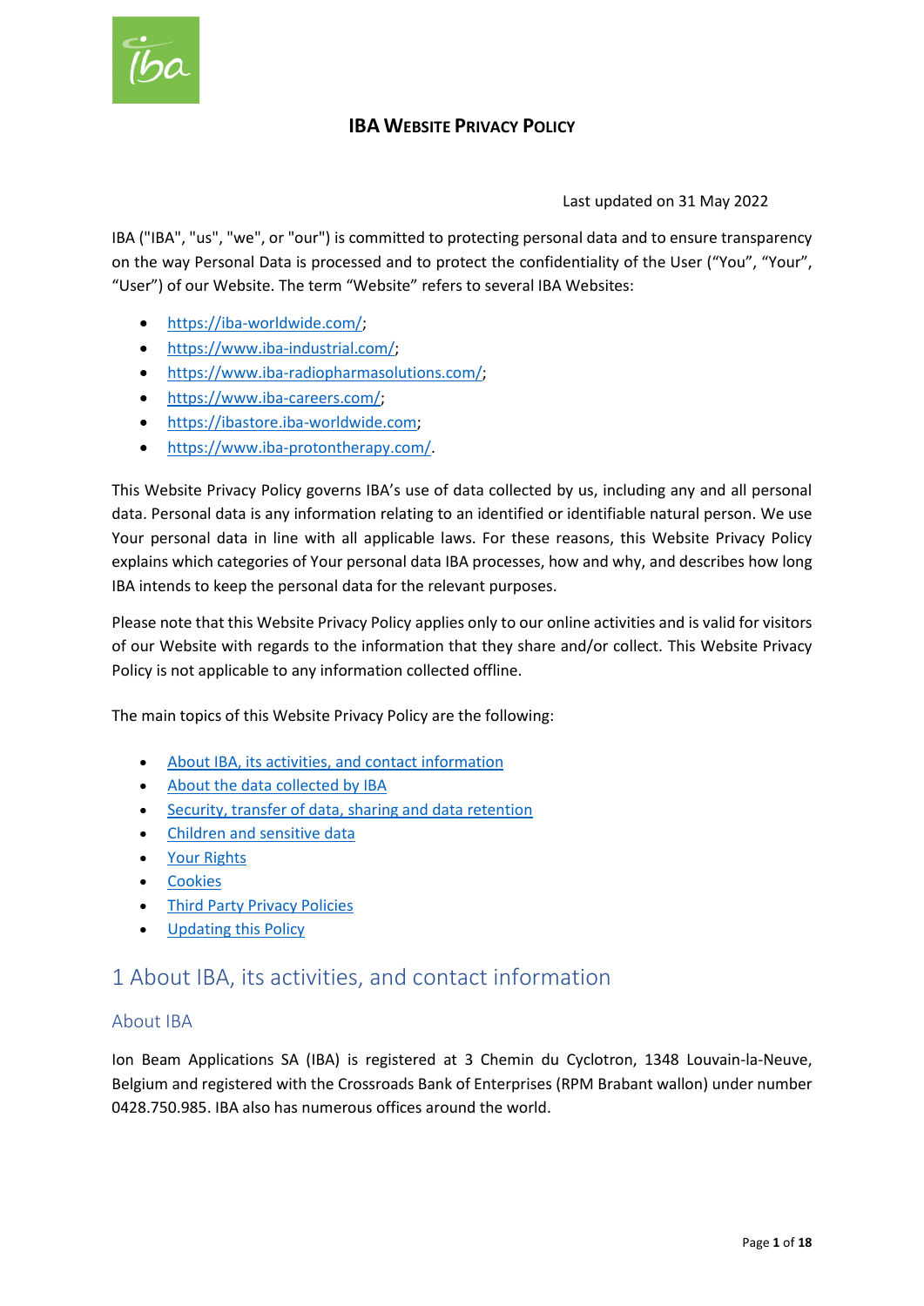# IBA Website Privacy Policy

Last updated on 31 May 2022

IBA ("IBA", "us", "we", or "our") is committed to protecting personal data and to ensure transparency on the way Personal Data is processed and to protect the confidentiality of the User ("You", "Your", "User") of our Website. The term "Website" refers to several IBA Websites:

- https://iba-worldwide.com/;
- https://www.iba-industrial.com/;
- https://www.iba-radiopharmasolutions.com/;
- https://www.iba-careers.com/;
- https://ibastore.iba-worldwide.com;
- https://www.iba-protontherapy.com/.

This Website Privacy Policy governs IBA's use of data collected by us, including any and all personal data. Personal data is any information relating to an identified or identifiable natural person. We use Your personal data in line with all applicable laws. For these reasons, this Website Privacy Policy explains which categories of Your personal data IBA processes, how and why, and describes how long IBA intends to keep the personal data for the relevant purposes.

Please note that this Website Privacy Policy applies only to our online activities and is valid for visitors of our Website with regards to the information that they share and/or collect. This Website Privacy Policy is not applicable to any information collected offline.

The main topics of this Website Privacy Policy are the following:

- About IBA, its activities, and contact information
- About the data collected by IBA
- Security, transfer of data, sharing and data retention
- Children and sensitive data
- Your Rights
- Cookies
- Third Party Privacy Policies
- Updating this Policy

## 1 About IBA, its activities, and contact information

### About IBA

Ion Beam Applications SA (IBA) is registered at 3 Chemin du Cyclotron, 1348 Louvain-la-Neuve, Belgium and registered with the Crossroads Bank of Enterprises (RPM Brabant wallon) under number 0428.750.985. IBA also has numerous offices around the world.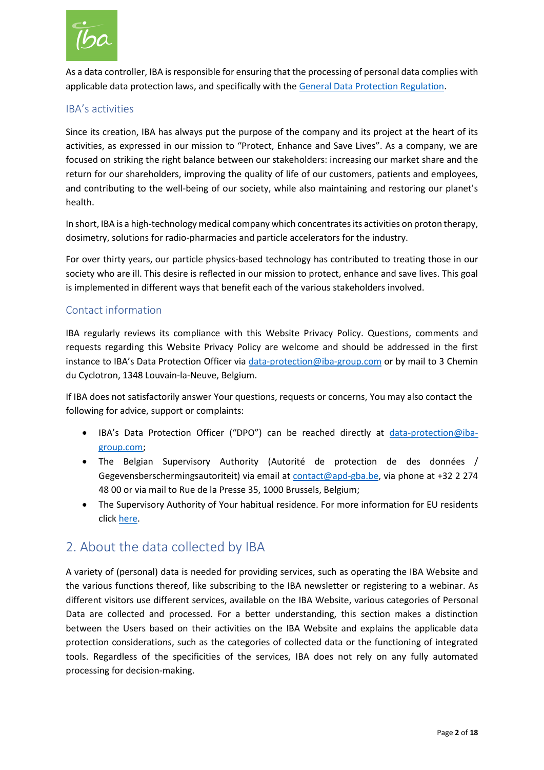As a data controller, IBA is responsible for ensuring that the processing of personal data complies with applicable data protection laws, and specifically with the [General Data Protection Regulation](#).

### IBA's activities

Since its creation, IBA has always put the purpose of the company and its project at the heart of its activities, as expressed in our mission to "Protect, Enhance and Save Lives". As a company, we are focused on striking the right balance between our stakeholders: increasing our market share and the return for our shareholders, improving the quality of life of our customers, patients and employees, and contributing to the well-being of our society, while also maintaining and restoring our planet's health.

In short, IBA is a high-technology medical company which concentrates its activities on proton therapy, dosimetry, solutions for radio-pharmacies and particle accelerators for the industry.

For over thirty years, our particle physics-based technology has contributed to treating those in our society who are ill. This desire is reflected in our mission to protect, enhance and save lives. This goal is implemented in different ways that benefit each of the various stakeholders involved.

### Contact information

IBA regularly reviews its compliance with this Website Privacy Policy. Questions, comments and requests regarding this Website Privacy Policy are welcome and should be addressed in the first instance to IBA's Data Protection Officer via data-protection@iba-group.com or by mail to 3 Chemin du Cyclotron, 1348 Louvain-la-Neuve, Belgium.

If IBA does not satisfactorily answer Your questions, requests or concerns, You may also contact the following for advice, support or complaints:

- IBA's Data Protection Officer ("DPO") can be reached directly at data-protection@iba-group.com;
- The Belgian Supervisory Authority (Autorité de protection de des données / Gegevensberschermingsautoriteit) via email at contact@apd-gba.be, via phone at +32 2 274 48 00 or via mail to Rue de la Presse 35, 1000 Brussels, Belgium;
- The Supervisory Authority of Your habitual residence. For more information for EU residents click [here](#).

## 2. About the data collected by IBA

A variety of (personal) data is needed for providing services, such as operating the IBA Website and the various functions thereof, like subscribing to the IBA newsletter or registering to a webinar. As different visitors use different services, available on the IBA Website, various categories of Personal Data are collected and processed. For a better understanding, this section makes a distinction between the Users based on their activities on the IBA Website and explains the applicable data protection considerations, such as the categories of collected data or the functioning of integrated tools. Regardless of the specificities of the services, IBA does not rely on any fully automated processing for decision-making.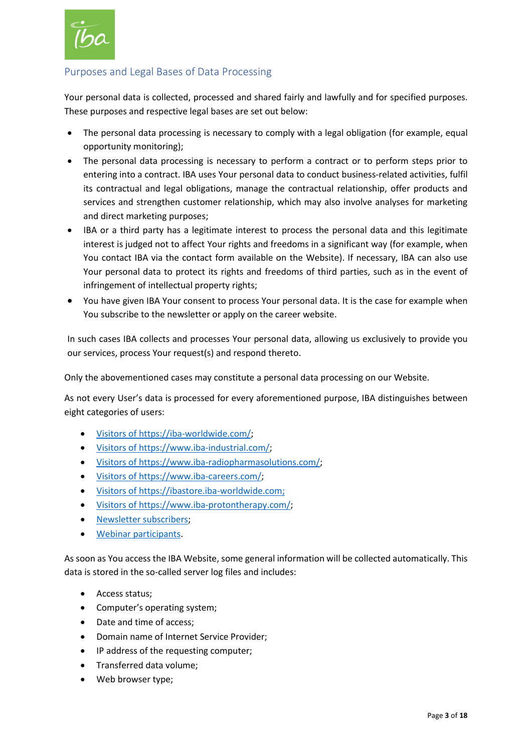## Purposes and Legal Bases of Data Processing

Your personal data is collected, processed and shared fairly and lawfully and for specified purposes. These purposes and respective legal bases are set out below:

- The personal data processing is necessary to comply with a legal obligation (for example, equal opportunity monitoring);
- The personal data processing is necessary to perform a contract or to perform steps prior to entering into a contract. IBA uses Your personal data to conduct business-related activities, fulfil its contractual and legal obligations, manage the contractual relationship, offer products and services and strengthen customer relationship, which may also involve analyses for marketing and direct marketing purposes;
- IBA or a third party has a legitimate interest to process the personal data and this legitimate interest is judged not to affect Your rights and freedoms in a significant way (for example, when You contact IBA via the contact form available on the Website). If necessary, IBA can also use Your personal data to protect its rights and freedoms of third parties, such as in the event of infringement of intellectual property rights;
- You have given IBA Your consent to process Your personal data. It is the case for example when You subscribe to the newsletter or apply on the career website.

In such cases IBA collects and processes Your personal data, allowing us exclusively to provide you our services, process Your request(s) and respond thereto.

Only the abovementioned cases may constitute a personal data processing on our Website.

As not every User's data is processed for every aforementioned purpose, IBA distinguishes between eight categories of users:

- Visitors of https://iba-worldwide.com/;
- Visitors of https://www.iba-industrial.com/;
- Visitors of https://www.iba-radiopharmasolutions.com/;
- Visitors of https://www.iba-careers.com/;
- Visitors of https://ibastore.iba-worldwide.com;
- Visitors of https://www.iba-protontherapy.com/;
- Newsletter subscribers;
- Webinar participants.

As soon as You access the IBA Website, some general information will be collected automatically. This data is stored in the so-called server log files and includes:

- Access status;
- Computer's operating system;
- Date and time of access;
- Domain name of Internet Service Provider;
- IP address of the requesting computer;
- Transferred data volume;
- Web browser type;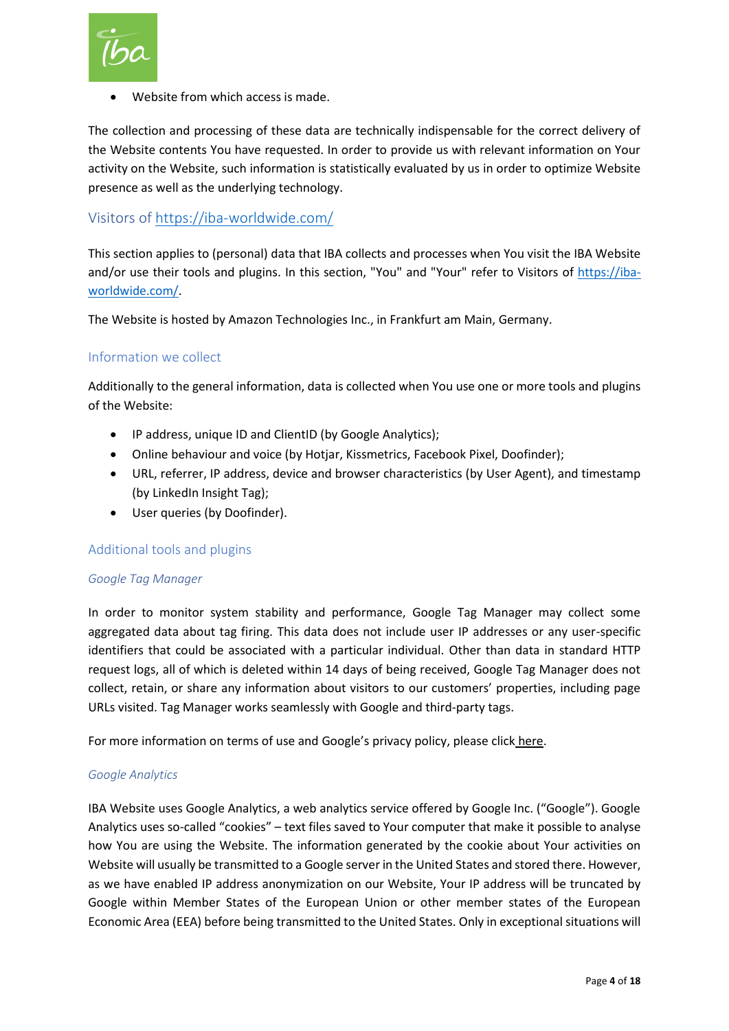- Website from which access is made.

The collection and processing of these data are technically indispensable for the correct delivery of the Website contents You have requested. In order to provide us with relevant information on Your activity on the Website, such information is statistically evaluated by us in order to optimize Website presence as well as the underlying technology.

## Visitors of https://iba-worldwide.com/

This section applies to (personal) data that IBA collects and processes when You visit the IBA Website and/or use their tools and plugins. In this section, "You" and "Your" refer to Visitors of https://iba-worldwide.com/.

The Website is hosted by Amazon Technologies Inc., in Frankfurt am Main, Germany.

### Information we collect

Additionally to the general information, data is collected when You use one or more tools and plugins of the Website:

- IP address, unique ID and ClientID (by Google Analytics);
- Online behaviour and voice (by Hotjar, Kissmetrics, Facebook Pixel, Doofinder);
- URL, referrer, IP address, device and browser characteristics (by User Agent), and timestamp (by LinkedIn Insight Tag);
- User queries (by Doofinder).

### Additional tools and plugins

*Google Tag Manager*

In order to monitor system stability and performance, Google Tag Manager may collect some aggregated data about tag firing. This data does not include user IP addresses or any user-specific identifiers that could be associated with a particular individual. Other than data in standard HTTP request logs, all of which is deleted within 14 days of being received, Google Tag Manager does not collect, retain, or share any information about visitors to our customers' properties, including page URLs visited. Tag Manager works seamlessly with Google and third-party tags.

For more information on terms of use and Google's privacy policy, please click here.

*Google Analytics*

IBA Website uses Google Analytics, a web analytics service offered by Google Inc. ("Google"). Google Analytics uses so-called "cookies" – text files saved to Your computer that make it possible to analyse how You are using the Website. The information generated by the cookie about Your activities on Website will usually be transmitted to a Google server in the United States and stored there. However, as we have enabled IP address anonymization on our Website, Your IP address will be truncated by Google within Member States of the European Union or other member states of the European Economic Area (EEA) before being transmitted to the United States. Only in exceptional situations will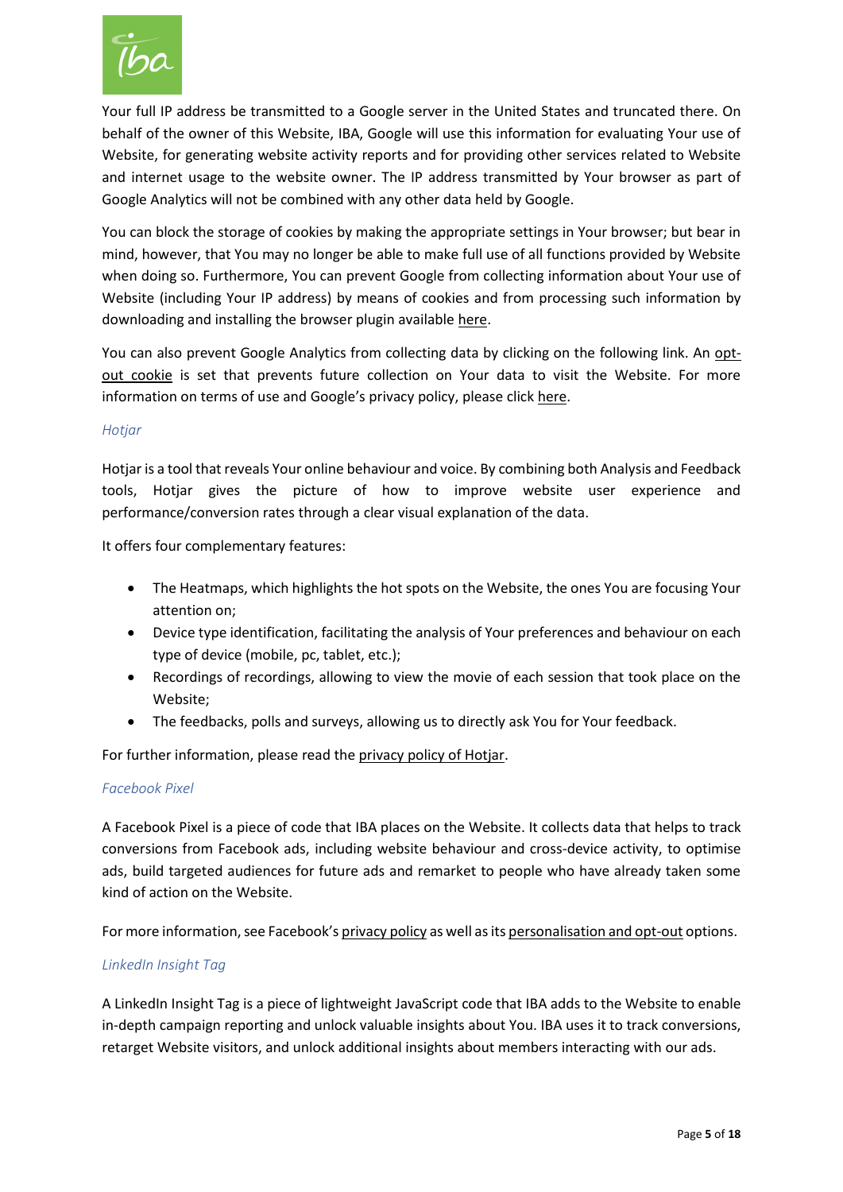Your full IP address be transmitted to a Google server in the United States and truncated there. On behalf of the owner of this Website, IBA, Google will use this information for evaluating Your use of Website, for generating website activity reports and for providing other services related to Website and internet usage to the website owner. The IP address transmitted by Your browser as part of Google Analytics will not be combined with any other data held by Google.

You can block the storage of cookies by making the appropriate settings in Your browser; but bear in mind, however, that You may no longer be able to make full use of all functions provided by Website when doing so. Furthermore, You can prevent Google from collecting information about Your use of Website (including Your IP address) by means of cookies and from processing such information by downloading and installing the browser plugin available here.

You can also prevent Google Analytics from collecting data by clicking on the following link. An opt-out cookie is set that prevents future collection on Your data to visit the Website. For more information on terms of use and Google's privacy policy, please click here.

*Hotjar*

Hotjar is a tool that reveals Your online behaviour and voice. By combining both Analysis and Feedback tools, Hotjar gives the picture of how to improve website user experience and performance/conversion rates through a clear visual explanation of the data.

It offers four complementary features:

- The Heatmaps, which highlights the hot spots on the Website, the ones You are focusing Your attention on;
- Device type identification, facilitating the analysis of Your preferences and behaviour on each type of device (mobile, pc, tablet, etc.);
- Recordings of recordings, allowing to view the movie of each session that took place on the Website;
- The feedbacks, polls and surveys, allowing us to directly ask You for Your feedback.

For further information, please read the privacy policy of Hotjar.

*Facebook Pixel*

A Facebook Pixel is a piece of code that IBA places on the Website. It collects data that helps to track conversions from Facebook ads, including website behaviour and cross-device activity, to optimise ads, build targeted audiences for future ads and remarket to people who have already taken some kind of action on the Website.

For more information, see Facebook's privacy policy as well as its personalisation and opt-out options.

*LinkedIn Insight Tag*

A LinkedIn Insight Tag is a piece of lightweight JavaScript code that IBA adds to the Website to enable in-depth campaign reporting and unlock valuable insights about You. IBA uses it to track conversions, retarget Website visitors, and unlock additional insights about members interacting with our ads.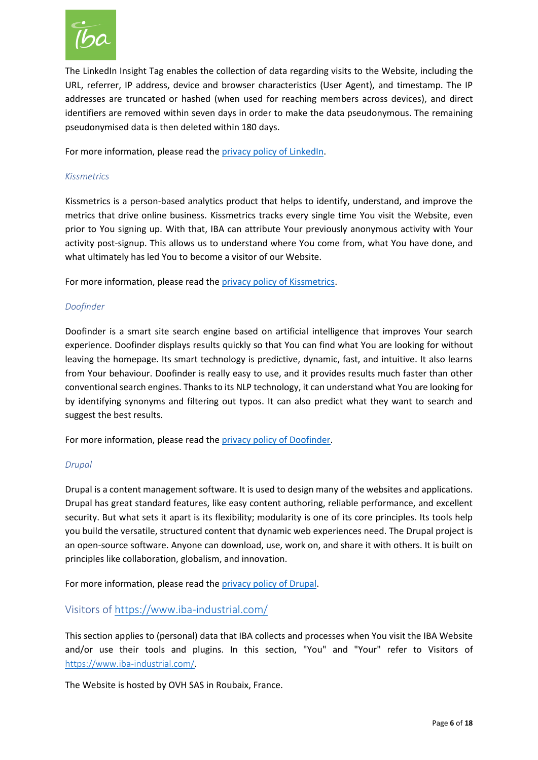The LinkedIn Insight Tag enables the collection of data regarding visits to the Website, including the URL, referrer, IP address, device and browser characteristics (User Agent), and timestamp. The IP addresses are truncated or hashed (when used for reaching members across devices), and direct identifiers are removed within seven days in order to make the data pseudonymous. The remaining pseudonymised data is then deleted within 180 days.

For more information, please read the privacy policy of LinkedIn.

*Kissmetrics*

Kissmetrics is a person-based analytics product that helps to identify, understand, and improve the metrics that drive online business. Kissmetrics tracks every single time You visit the Website, even prior to You signing up. With that, IBA can attribute Your previously anonymous activity with Your activity post-signup. This allows us to understand where You come from, what You have done, and what ultimately has led You to become a visitor of our Website.

For more information, please read the privacy policy of Kissmetrics.

*Doofinder*

Doofinder is a smart site search engine based on artificial intelligence that improves Your search experience. Doofinder displays results quickly so that You can find what You are looking for without leaving the homepage. Its smart technology is predictive, dynamic, fast, and intuitive. It also learns from Your behaviour. Doofinder is really easy to use, and it provides results much faster than other conventional search engines. Thanks to its NLP technology, it can understand what You are looking for by identifying synonyms and filtering out typos. It can also predict what they want to search and suggest the best results.

For more information, please read the privacy policy of Doofinder.

*Drupal*

Drupal is a content management software. It is used to design many of the websites and applications. Drupal has great standard features, like easy content authoring, reliable performance, and excellent security. But what sets it apart is its flexibility; modularity is one of its core principles. Its tools help you build the versatile, structured content that dynamic web experiences need. The Drupal project is an open-source software. Anyone can download, use, work on, and share it with others. It is built on principles like collaboration, globalism, and innovation.

For more information, please read the privacy policy of Drupal.

## Visitors of https://www.iba-industrial.com/

This section applies to (personal) data that IBA collects and processes when You visit the IBA Website and/or use their tools and plugins. In this section, "You" and "Your" refer to Visitors of https://www.iba-industrial.com/.

The Website is hosted by OVH SAS in Roubaix, France.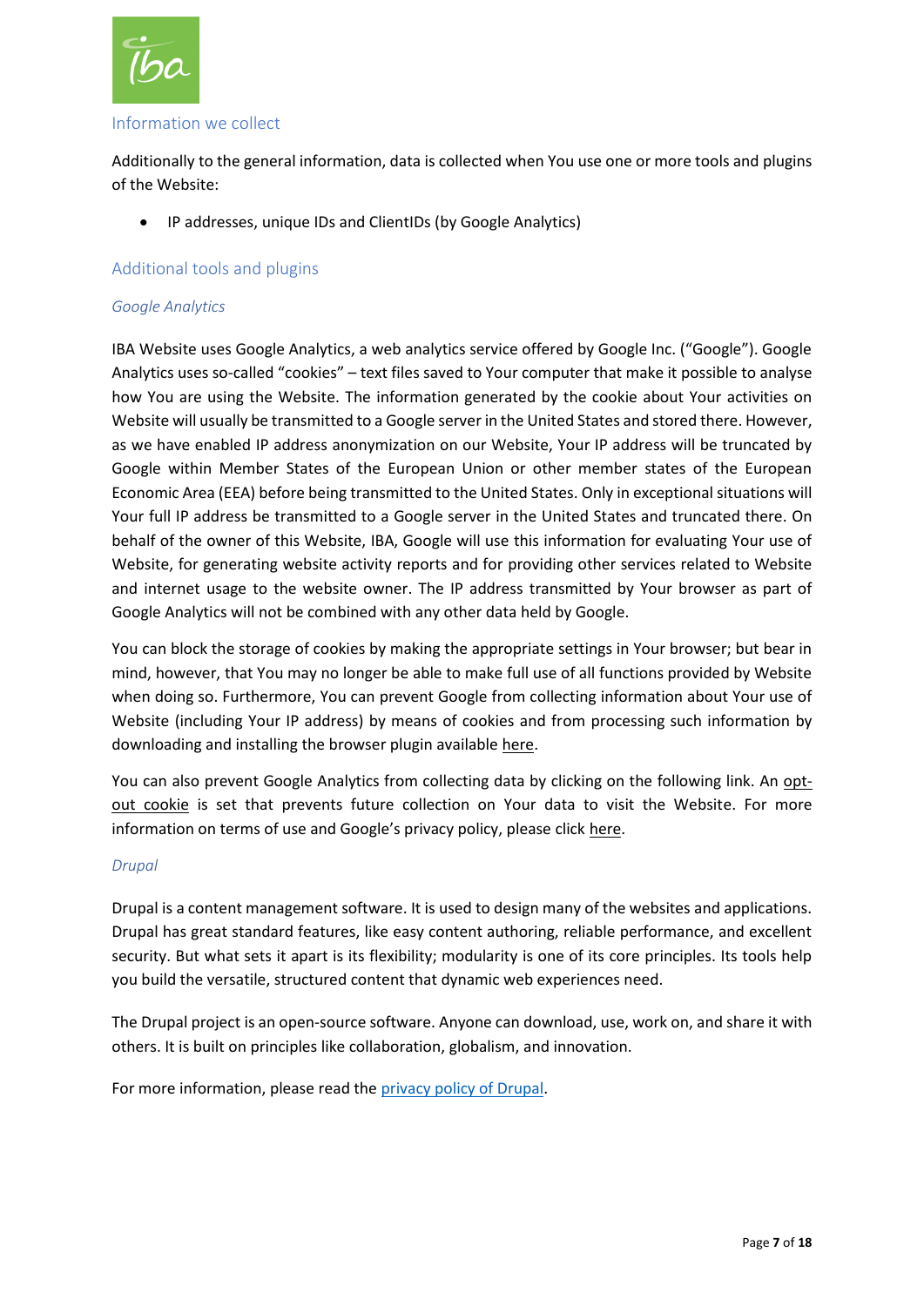## Information we collect

Additionally to the general information, data is collected when You use one or more tools and plugins of the Website:

- IP addresses, unique IDs and ClientIDs (by Google Analytics)

## Additional tools and plugins

### *Google Analytics*

IBA Website uses Google Analytics, a web analytics service offered by Google Inc. ("Google"). Google Analytics uses so-called "cookies" – text files saved to Your computer that make it possible to analyse how You are using the Website. The information generated by the cookie about Your activities on Website will usually be transmitted to a Google server in the United States and stored there. However, as we have enabled IP address anonymization on our Website, Your IP address will be truncated by Google within Member States of the European Union or other member states of the European Economic Area (EEA) before being transmitted to the United States. Only in exceptional situations will Your full IP address be transmitted to a Google server in the United States and truncated there. On behalf of the owner of this Website, IBA, Google will use this information for evaluating Your use of Website, for generating website activity reports and for providing other services related to Website and internet usage to the website owner. The IP address transmitted by Your browser as part of Google Analytics will not be combined with any other data held by Google.

You can block the storage of cookies by making the appropriate settings in Your browser; but bear in mind, however, that You may no longer be able to make full use of all functions provided by Website when doing so. Furthermore, You can prevent Google from collecting information about Your use of Website (including Your IP address) by means of cookies and from processing such information by downloading and installing the browser plugin available here.

You can also prevent Google Analytics from collecting data by clicking on the following link. An opt-out cookie is set that prevents future collection on Your data to visit the Website. For more information on terms of use and Google's privacy policy, please click here.

### *Drupal*

Drupal is a content management software. It is used to design many of the websites and applications. Drupal has great standard features, like easy content authoring, reliable performance, and excellent security. But what sets it apart is its flexibility; modularity is one of its core principles. Its tools help you build the versatile, structured content that dynamic web experiences need.

The Drupal project is an open-source software. Anyone can download, use, work on, and share it with others. It is built on principles like collaboration, globalism, and innovation.

For more information, please read the privacy policy of Drupal.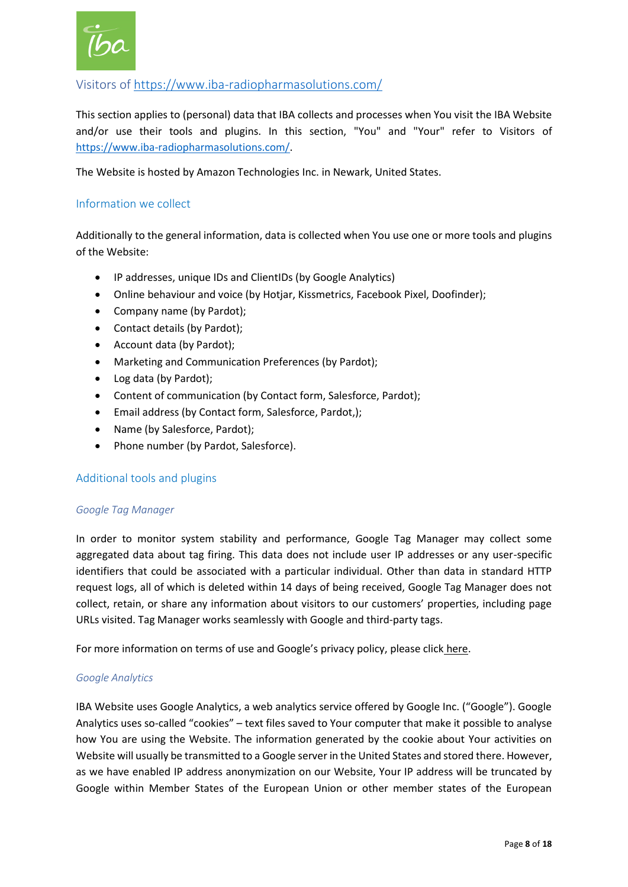## Visitors of https://www.iba-radiopharmasolutions.com/

This section applies to (personal) data that IBA collects and processes when You visit the IBA Website and/or use their tools and plugins. In this section, "You" and "Your" refer to Visitors of https://www.iba-radiopharmasolutions.com/.

The Website is hosted by Amazon Technologies Inc. in Newark, United States.

### Information we collect

Additionally to the general information, data is collected when You use one or more tools and plugins of the Website:

- IP addresses, unique IDs and ClientIDs (by Google Analytics)
- Online behaviour and voice (by Hotjar, Kissmetrics, Facebook Pixel, Doofinder);
- Company name (by Pardot);
- Contact details (by Pardot);
- Account data (by Pardot);
- Marketing and Communication Preferences (by Pardot);
- Log data (by Pardot);
- Content of communication (by Contact form, Salesforce, Pardot);
- Email address (by Contact form, Salesforce, Pardot,);
- Name (by Salesforce, Pardot);
- Phone number (by Pardot, Salesforce).

### Additional tools and plugins

#### *Google Tag Manager*

In order to monitor system stability and performance, Google Tag Manager may collect some aggregated data about tag firing. This data does not include user IP addresses or any user-specific identifiers that could be associated with a particular individual. Other than data in standard HTTP request logs, all of which is deleted within 14 days of being received, Google Tag Manager does not collect, retain, or share any information about visitors to our customers' properties, including page URLs visited. Tag Manager works seamlessly with Google and third-party tags.

For more information on terms of use and Google's privacy policy, please click here.

#### *Google Analytics*

IBA Website uses Google Analytics, a web analytics service offered by Google Inc. ("Google"). Google Analytics uses so-called "cookies" – text files saved to Your computer that make it possible to analyse how You are using the Website. The information generated by the cookie about Your activities on Website will usually be transmitted to a Google server in the United States and stored there. However, as we have enabled IP address anonymization on our Website, Your IP address will be truncated by Google within Member States of the European Union or other member states of the European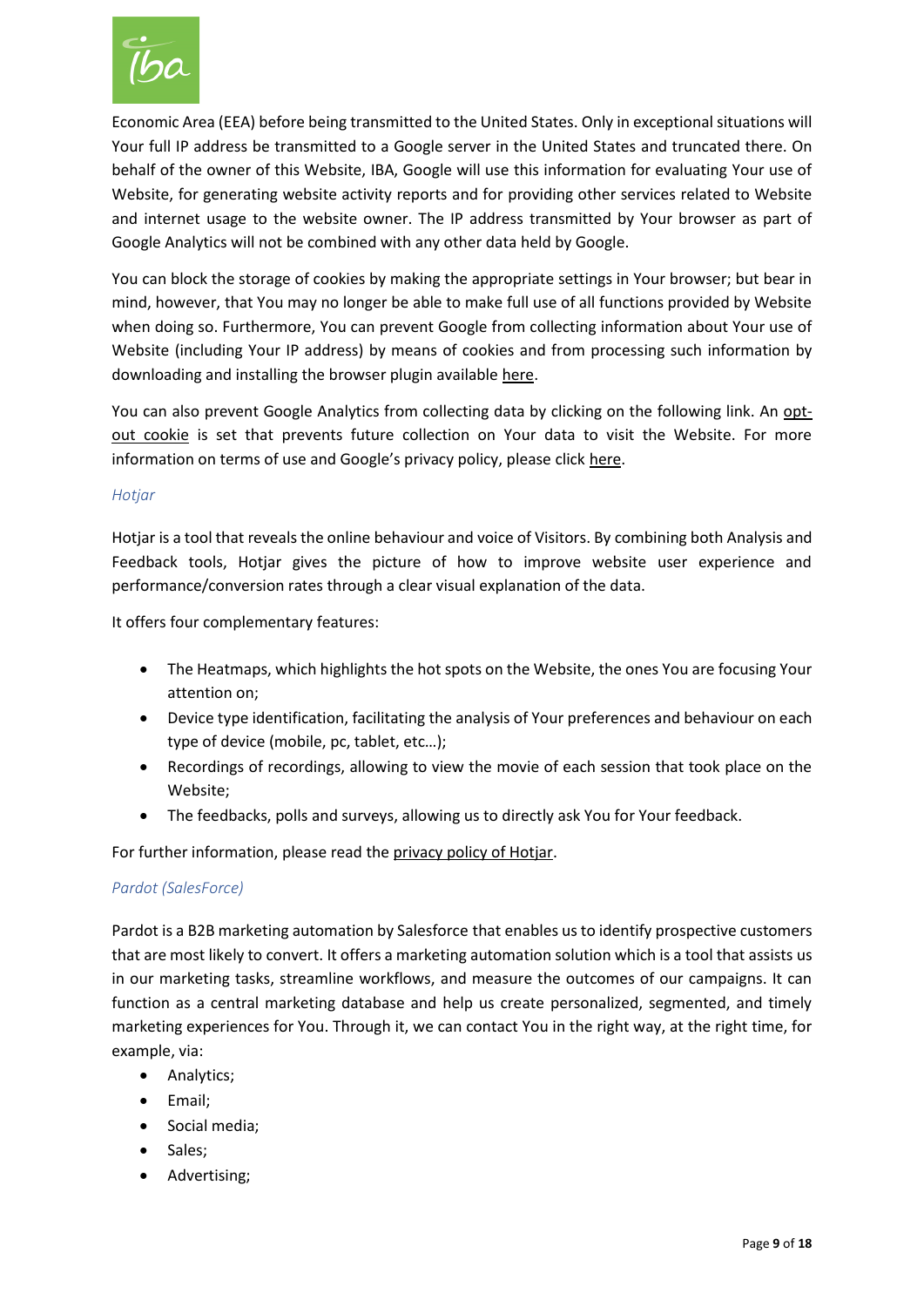Economic Area (EEA) before being transmitted to the United States. Only in exceptional situations will Your full IP address be transmitted to a Google server in the United States and truncated there. On behalf of the owner of this Website, IBA, Google will use this information for evaluating Your use of Website, for generating website activity reports and for providing other services related to Website and internet usage to the website owner. The IP address transmitted by Your browser as part of Google Analytics will not be combined with any other data held by Google.

You can block the storage of cookies by making the appropriate settings in Your browser; but bear in mind, however, that You may no longer be able to make full use of all functions provided by Website when doing so. Furthermore, You can prevent Google from collecting information about Your use of Website (including Your IP address) by means of cookies and from processing such information by downloading and installing the browser plugin available here.

You can also prevent Google Analytics from collecting data by clicking on the following link. An opt-out cookie is set that prevents future collection on Your data to visit the Website. For more information on terms of use and Google's privacy policy, please click here.

*Hotjar*

Hotjar is a tool that reveals the online behaviour and voice of Visitors. By combining both Analysis and Feedback tools, Hotjar gives the picture of how to improve website user experience and performance/conversion rates through a clear visual explanation of the data.

It offers four complementary features:

- The Heatmaps, which highlights the hot spots on the Website, the ones You are focusing Your attention on;
- Device type identification, facilitating the analysis of Your preferences and behaviour on each type of device (mobile, pc, tablet, etc…);
- Recordings of recordings, allowing to view the movie of each session that took place on the Website;
- The feedbacks, polls and surveys, allowing us to directly ask You for Your feedback.

For further information, please read the privacy policy of Hotjar.

*Pardot (SalesForce)*

Pardot is a B2B marketing automation by Salesforce that enables us to identify prospective customers that are most likely to convert. It offers a marketing automation solution which is a tool that assists us in our marketing tasks, streamline workflows, and measure the outcomes of our campaigns. It can function as a central marketing database and help us create personalized, segmented, and timely marketing experiences for You. Through it, we can contact You in the right way, at the right time, for example, via:

- Analytics;
- Email;
- Social media;
- Sales;
- Advertising;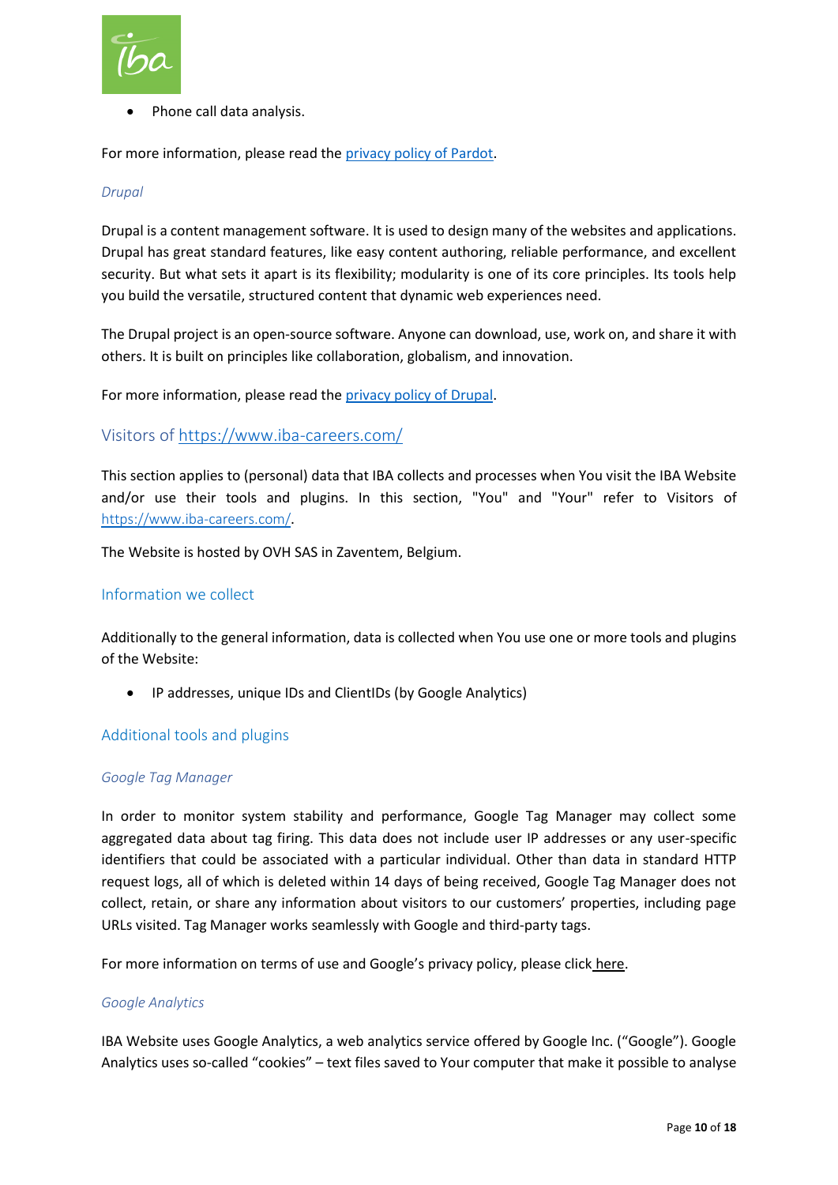- Phone call data analysis.

For more information, please read the [privacy policy of Pardot](#).

### *Drupal*

Drupal is a content management software. It is used to design many of the websites and applications. Drupal has great standard features, like easy content authoring, reliable performance, and excellent security. But what sets it apart is its flexibility; modularity is one of its core principles. Its tools help you build the versatile, structured content that dynamic web experiences need.

The Drupal project is an open-source software. Anyone can download, use, work on, and share it with others. It is built on principles like collaboration, globalism, and innovation.

For more information, please read the [privacy policy of Drupal](#).

## Visitors of https://www.iba-careers.com/

This section applies to (personal) data that IBA collects and processes when You visit the IBA Website and/or use their tools and plugins. In this section, "You" and "Your" refer to Visitors of https://www.iba-careers.com/.

The Website is hosted by OVH SAS in Zaventem, Belgium.

### Information we collect

Additionally to the general information, data is collected when You use one or more tools and plugins of the Website:

- IP addresses, unique IDs and ClientIDs (by Google Analytics)

### Additional tools and plugins

#### *Google Tag Manager*

In order to monitor system stability and performance, Google Tag Manager may collect some aggregated data about tag firing. This data does not include user IP addresses or any user-specific identifiers that could be associated with a particular individual. Other than data in standard HTTP request logs, all of which is deleted within 14 days of being received, Google Tag Manager does not collect, retain, or share any information about visitors to our customers' properties, including page URLs visited. Tag Manager works seamlessly with Google and third-party tags.

For more information on terms of use and Google's privacy policy, please click [here](#).

#### *Google Analytics*

IBA Website uses Google Analytics, a web analytics service offered by Google Inc. ("Google"). Google Analytics uses so-called "cookies" – text files saved to Your computer that make it possible to analyse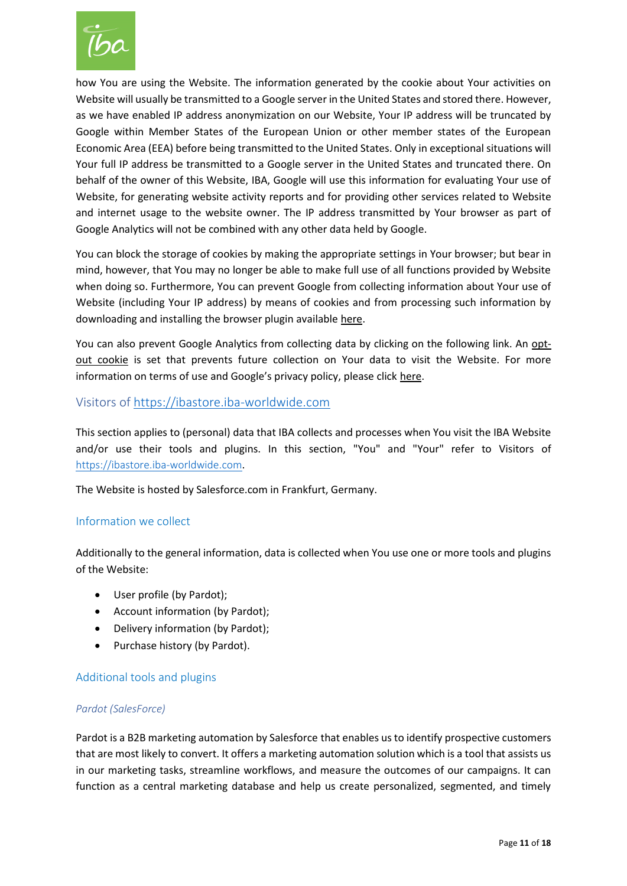how You are using the Website. The information generated by the cookie about Your activities on Website will usually be transmitted to a Google server in the United States and stored there. However, as we have enabled IP address anonymization on our Website, Your IP address will be truncated by Google within Member States of the European Union or other member states of the European Economic Area (EEA) before being transmitted to the United States. Only in exceptional situations will Your full IP address be transmitted to a Google server in the United States and truncated there. On behalf of the owner of this Website, IBA, Google will use this information for evaluating Your use of Website, for generating website activity reports and for providing other services related to Website and internet usage to the website owner. The IP address transmitted by Your browser as part of Google Analytics will not be combined with any other data held by Google.

You can block the storage of cookies by making the appropriate settings in Your browser; but bear in mind, however, that You may no longer be able to make full use of all functions provided by Website when doing so. Furthermore, You can prevent Google from collecting information about Your use of Website (including Your IP address) by means of cookies and from processing such information by downloading and installing the browser plugin available here.

You can also prevent Google Analytics from collecting data by clicking on the following link. An opt-out cookie is set that prevents future collection on Your data to visit the Website. For more information on terms of use and Google's privacy policy, please click here.

## Visitors of https://ibastore.iba-worldwide.com

This section applies to (personal) data that IBA collects and processes when You visit the IBA Website and/or use their tools and plugins. In this section, "You" and "Your" refer to Visitors of https://ibastore.iba-worldwide.com.

The Website is hosted by Salesforce.com in Frankfurt, Germany.

### Information we collect

Additionally to the general information, data is collected when You use one or more tools and plugins of the Website:

- User profile (by Pardot);
- Account information (by Pardot);
- Delivery information (by Pardot);
- Purchase history (by Pardot).

### Additional tools and plugins

#### *Pardot (SalesForce)*

Pardot is a B2B marketing automation by Salesforce that enables us to identify prospective customers that are most likely to convert. It offers a marketing automation solution which is a tool that assists us in our marketing tasks, streamline workflows, and measure the outcomes of our campaigns. It can function as a central marketing database and help us create personalized, segmented, and timely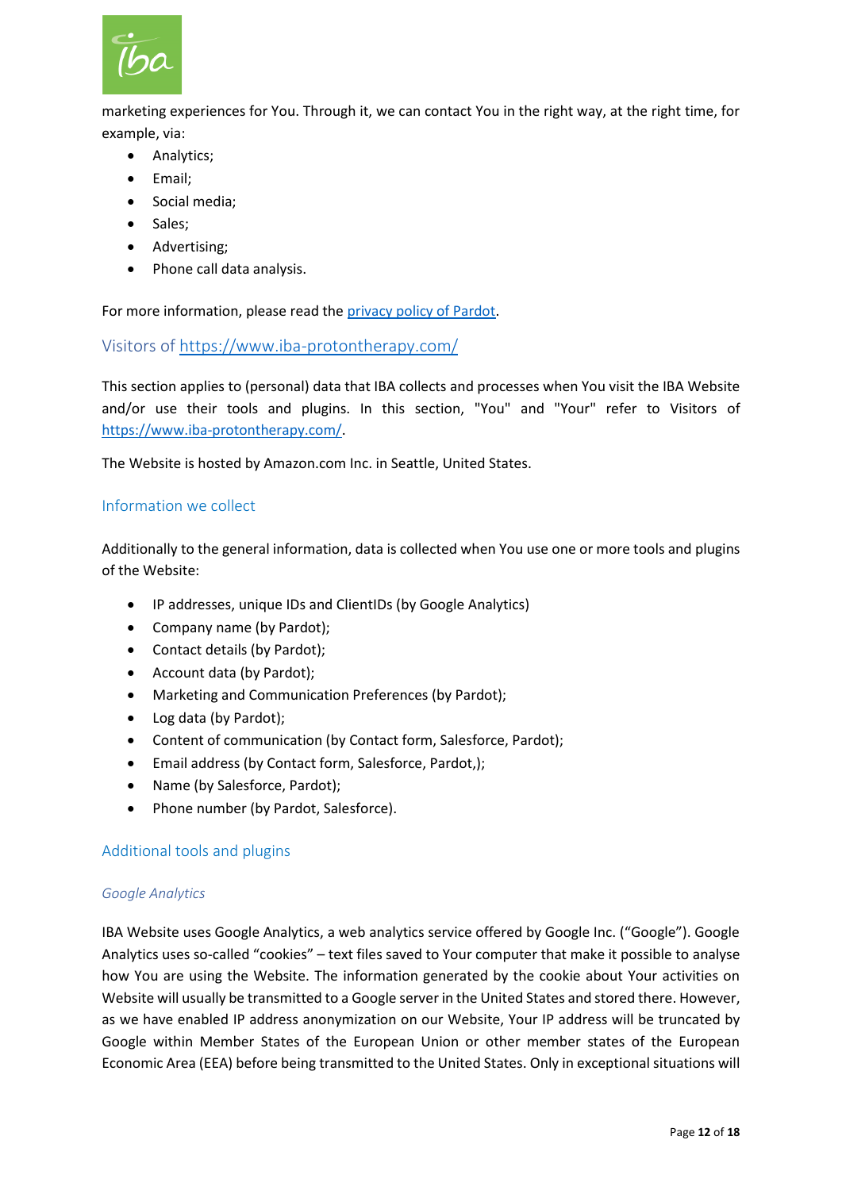marketing experiences for You. Through it, we can contact You in the right way, at the right time, for example, via:

- Analytics;
- Email;
- Social media;
- Sales;
- Advertising;
- Phone call data analysis.

For more information, please read the [privacy policy of Pardot](privacy policy of Pardot).

## Visitors of https://www.iba-protontherapy.com/

This section applies to (personal) data that IBA collects and processes when You visit the IBA Website and/or use their tools and plugins. In this section, "You" and "Your" refer to Visitors of https://www.iba-protontherapy.com/.

The Website is hosted by Amazon.com Inc. in Seattle, United States.

### Information we collect

Additionally to the general information, data is collected when You use one or more tools and plugins of the Website:

- IP addresses, unique IDs and ClientIDs (by Google Analytics)
- Company name (by Pardot);
- Contact details (by Pardot);
- Account data (by Pardot);
- Marketing and Communication Preferences (by Pardot);
- Log data (by Pardot);
- Content of communication (by Contact form, Salesforce, Pardot);
- Email address (by Contact form, Salesforce, Pardot,);
- Name (by Salesforce, Pardot);
- Phone number (by Pardot, Salesforce).

### Additional tools and plugins

*Google Analytics*

IBA Website uses Google Analytics, a web analytics service offered by Google Inc. (“Google”). Google Analytics uses so-called “cookies” – text files saved to Your computer that make it possible to analyse how You are using the Website. The information generated by the cookie about Your activities on Website will usually be transmitted to a Google server in the United States and stored there. However, as we have enabled IP address anonymization on our Website, Your IP address will be truncated by Google within Member States of the European Union or other member states of the European Economic Area (EEA) before being transmitted to the United States. Only in exceptional situations will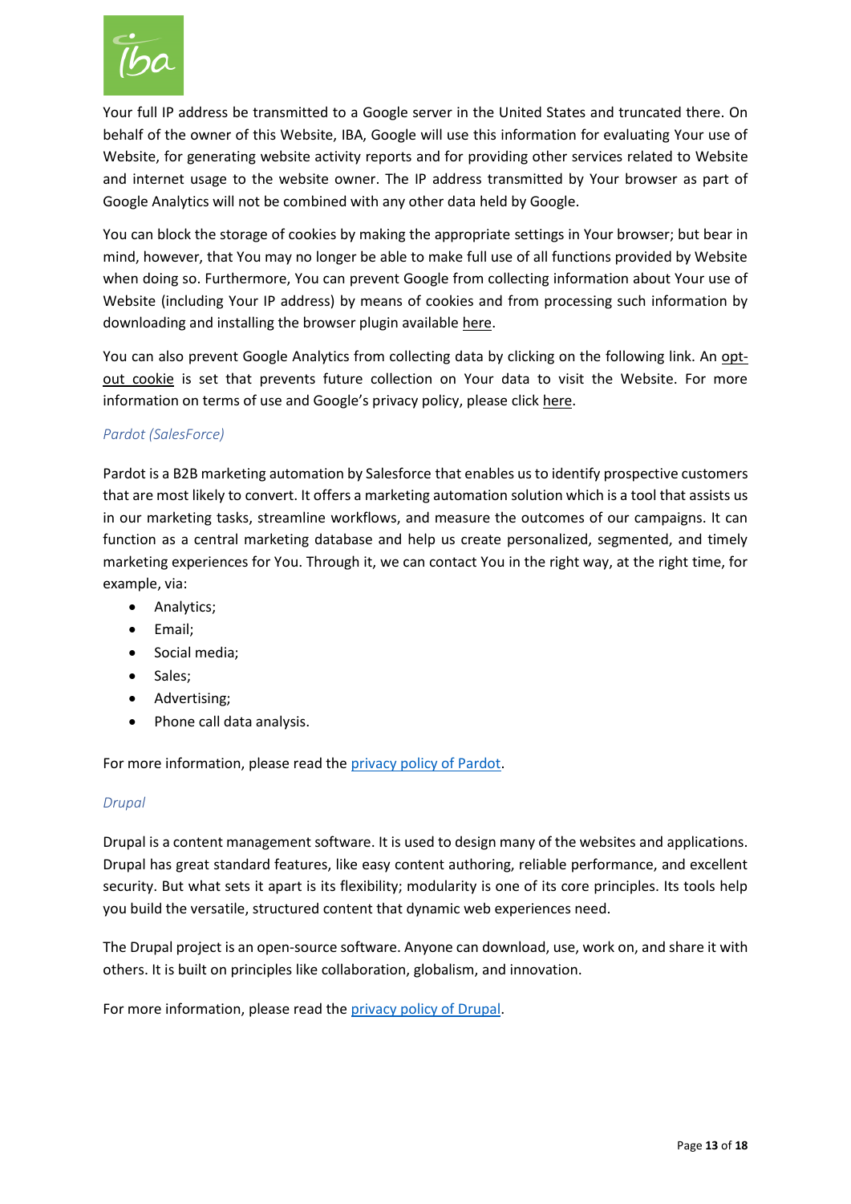Your full IP address be transmitted to a Google server in the United States and truncated there. On behalf of the owner of this Website, IBA, Google will use this information for evaluating Your use of Website, for generating website activity reports and for providing other services related to Website and internet usage to the website owner. The IP address transmitted by Your browser as part of Google Analytics will not be combined with any other data held by Google.

You can block the storage of cookies by making the appropriate settings in Your browser; but bear in mind, however, that You may no longer be able to make full use of all functions provided by Website when doing so. Furthermore, You can prevent Google from collecting information about Your use of Website (including Your IP address) by means of cookies and from processing such information by downloading and installing the browser plugin available here.

You can also prevent Google Analytics from collecting data by clicking on the following link. An opt-out cookie is set that prevents future collection on Your data to visit the Website. For more information on terms of use and Google's privacy policy, please click here.

### *Pardot (SalesForce)*

Pardot is a B2B marketing automation by Salesforce that enables us to identify prospective customers that are most likely to convert. It offers a marketing automation solution which is a tool that assists us in our marketing tasks, streamline workflows, and measure the outcomes of our campaigns. It can function as a central marketing database and help us create personalized, segmented, and timely marketing experiences for You. Through it, we can contact You in the right way, at the right time, for example, via:

- Analytics;
- Email;
- Social media;
- Sales;
- Advertising;
- Phone call data analysis.

For more information, please read the privacy policy of Pardot.

### *Drupal*

Drupal is a content management software. It is used to design many of the websites and applications. Drupal has great standard features, like easy content authoring, reliable performance, and excellent security. But what sets it apart is its flexibility; modularity is one of its core principles. Its tools help you build the versatile, structured content that dynamic web experiences need.

The Drupal project is an open-source software. Anyone can download, use, work on, and share it with others. It is built on principles like collaboration, globalism, and innovation.

For more information, please read the privacy policy of Drupal.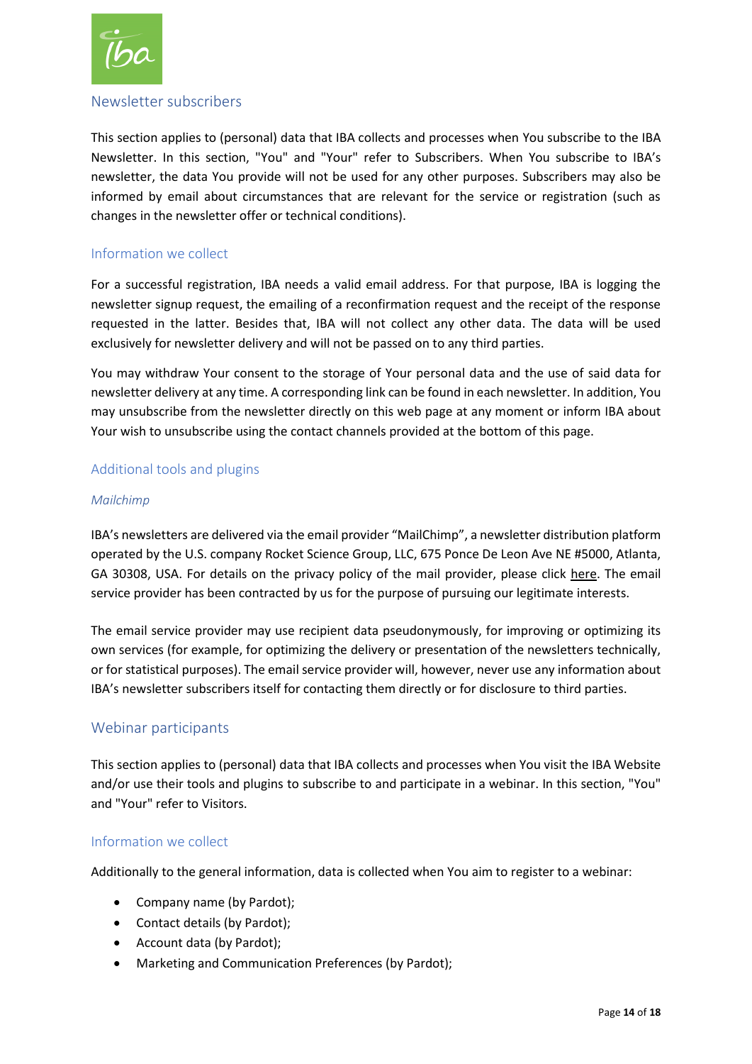## Newsletter subscribers

This section applies to (personal) data that IBA collects and processes when You subscribe to the IBA Newsletter. In this section, "You" and "Your" refer to Subscribers. When You subscribe to IBA's newsletter, the data You provide will not be used for any other purposes. Subscribers may also be informed by email about circumstances that are relevant for the service or registration (such as changes in the newsletter offer or technical conditions).

### Information we collect

For a successful registration, IBA needs a valid email address. For that purpose, IBA is logging the newsletter signup request, the emailing of a reconfirmation request and the receipt of the response requested in the latter. Besides that, IBA will not collect any other data. The data will be used exclusively for newsletter delivery and will not be passed on to any third parties.

You may withdraw Your consent to the storage of Your personal data and the use of said data for newsletter delivery at any time. A corresponding link can be found in each newsletter. In addition, You may unsubscribe from the newsletter directly on this web page at any moment or inform IBA about Your wish to unsubscribe using the contact channels provided at the bottom of this page.

### Additional tools and plugins

*Mailchimp*

IBA's newsletters are delivered via the email provider "MailChimp", a newsletter distribution platform operated by the U.S. company Rocket Science Group, LLC, 675 Ponce De Leon Ave NE #5000, Atlanta, GA 30308, USA. For details on the privacy policy of the mail provider, please click here. The email service provider has been contracted by us for the purpose of pursuing our legitimate interests.

The email service provider may use recipient data pseudonymously, for improving or optimizing its own services (for example, for optimizing the delivery or presentation of the newsletters technically, or for statistical purposes). The email service provider will, however, never use any information about IBA's newsletter subscribers itself for contacting them directly or for disclosure to third parties.

## Webinar participants

This section applies to (personal) data that IBA collects and processes when You visit the IBA Website and/or use their tools and plugins to subscribe to and participate in a webinar. In this section, "You" and "Your" refer to Visitors.

### Information we collect

Additionally to the general information, data is collected when You aim to register to a webinar:

- Company name (by Pardot);
- Contact details (by Pardot);
- Account data (by Pardot);
- Marketing and Communication Preferences (by Pardot);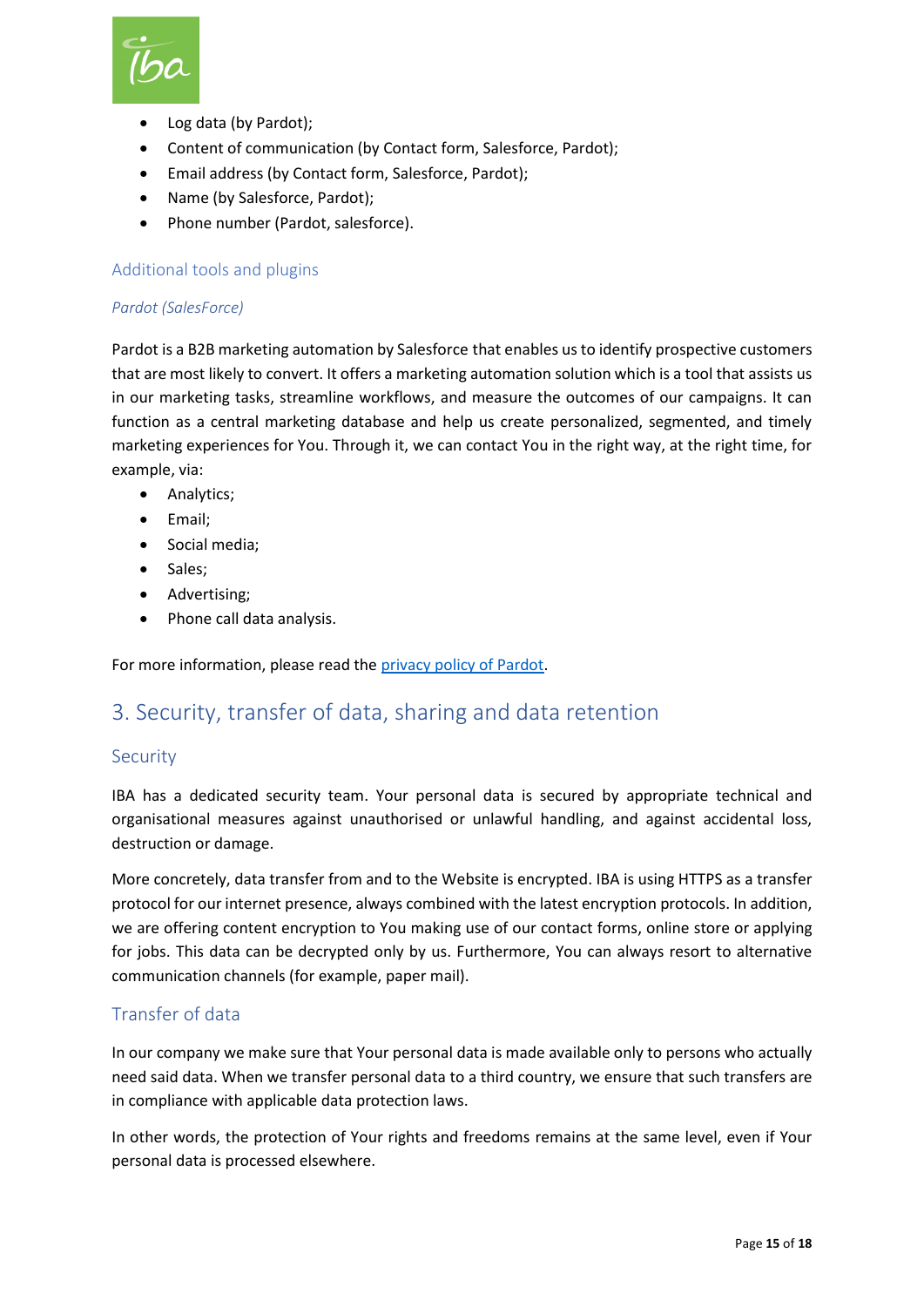- Log data (by Pardot);
- Content of communication (by Contact form, Salesforce, Pardot);
- Email address (by Contact form, Salesforce, Pardot);
- Name (by Salesforce, Pardot);
- Phone number (Pardot, salesforce).

### Additional tools and plugins

#### *Pardot (SalesForce)*

Pardot is a B2B marketing automation by Salesforce that enables us to identify prospective customers that are most likely to convert. It offers a marketing automation solution which is a tool that assists us in our marketing tasks, streamline workflows, and measure the outcomes of our campaigns. It can function as a central marketing database and help us create personalized, segmented, and timely marketing experiences for You. Through it, we can contact You in the right way, at the right time, for example, via:

- Analytics;
- Email;
- Social media;
- Sales;
- Advertising;
- Phone call data analysis.

For more information, please read the [privacy policy of Pardot](#).

## 3. Security, transfer of data, sharing and data retention

### Security

IBA has a dedicated security team. Your personal data is secured by appropriate technical and organisational measures against unauthorised or unlawful handling, and against accidental loss, destruction or damage.

More concretely, data transfer from and to the Website is encrypted. IBA is using HTTPS as a transfer protocol for our internet presence, always combined with the latest encryption protocols. In addition, we are offering content encryption to You making use of our contact forms, online store or applying for jobs. This data can be decrypted only by us. Furthermore, You can always resort to alternative communication channels (for example, paper mail).

### Transfer of data

In our company we make sure that Your personal data is made available only to persons who actually need said data. When we transfer personal data to a third country, we ensure that such transfers are in compliance with applicable data protection laws.

In other words, the protection of Your rights and freedoms remains at the same level, even if Your personal data is processed elsewhere.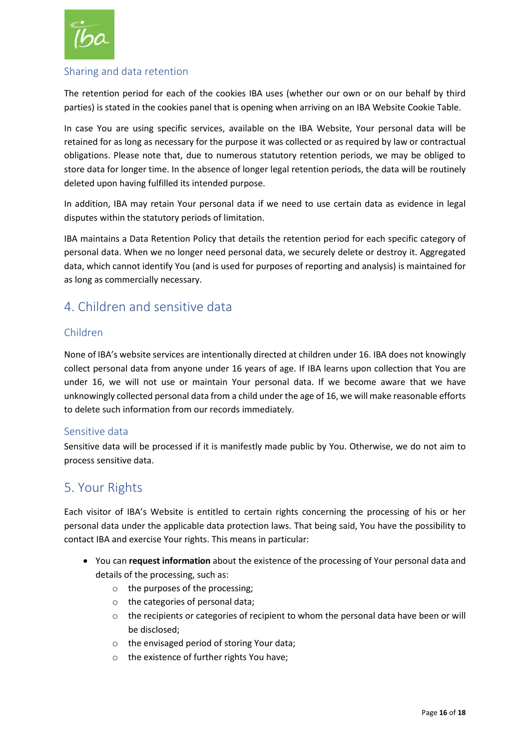### Sharing and data retention

The retention period for each of the cookies IBA uses (whether our own or on our behalf by third parties) is stated in the cookies panel that is opening when arriving on an IBA Website Cookie Table.

In case You are using specific services, available on the IBA Website, Your personal data will be retained for as long as necessary for the purpose it was collected or as required by law or contractual obligations. Please note that, due to numerous statutory retention periods, we may be obliged to store data for longer time. In the absence of longer legal retention periods, the data will be routinely deleted upon having fulfilled its intended purpose.

In addition, IBA may retain Your personal data if we need to use certain data as evidence in legal disputes within the statutory periods of limitation.

IBA maintains a Data Retention Policy that details the retention period for each specific category of personal data. When we no longer need personal data, we securely delete or destroy it. Aggregated data, which cannot identify You (and is used for purposes of reporting and analysis) is maintained for as long as commercially necessary.

## 4. Children and sensitive data

### Children

None of IBA's website services are intentionally directed at children under 16. IBA does not knowingly collect personal data from anyone under 16 years of age. If IBA learns upon collection that You are under 16, we will not use or maintain Your personal data. If we become aware that we have unknowingly collected personal data from a child under the age of 16, we will make reasonable efforts to delete such information from our records immediately.

### Sensitive data

Sensitive data will be processed if it is manifestly made public by You. Otherwise, we do not aim to process sensitive data.

## 5. Your Rights

Each visitor of IBA's Website is entitled to certain rights concerning the processing of his or her personal data under the applicable data protection laws. That being said, You have the possibility to contact IBA and exercise Your rights. This means in particular:

- You can **request information** about the existence of the processing of Your personal data and details of the processing, such as:
    - the purposes of the processing;
    - the categories of personal data;
    - the recipients or categories of recipient to whom the personal data have been or will be disclosed;
    - the envisaged period of storing Your data;
    - the existence of further rights You have;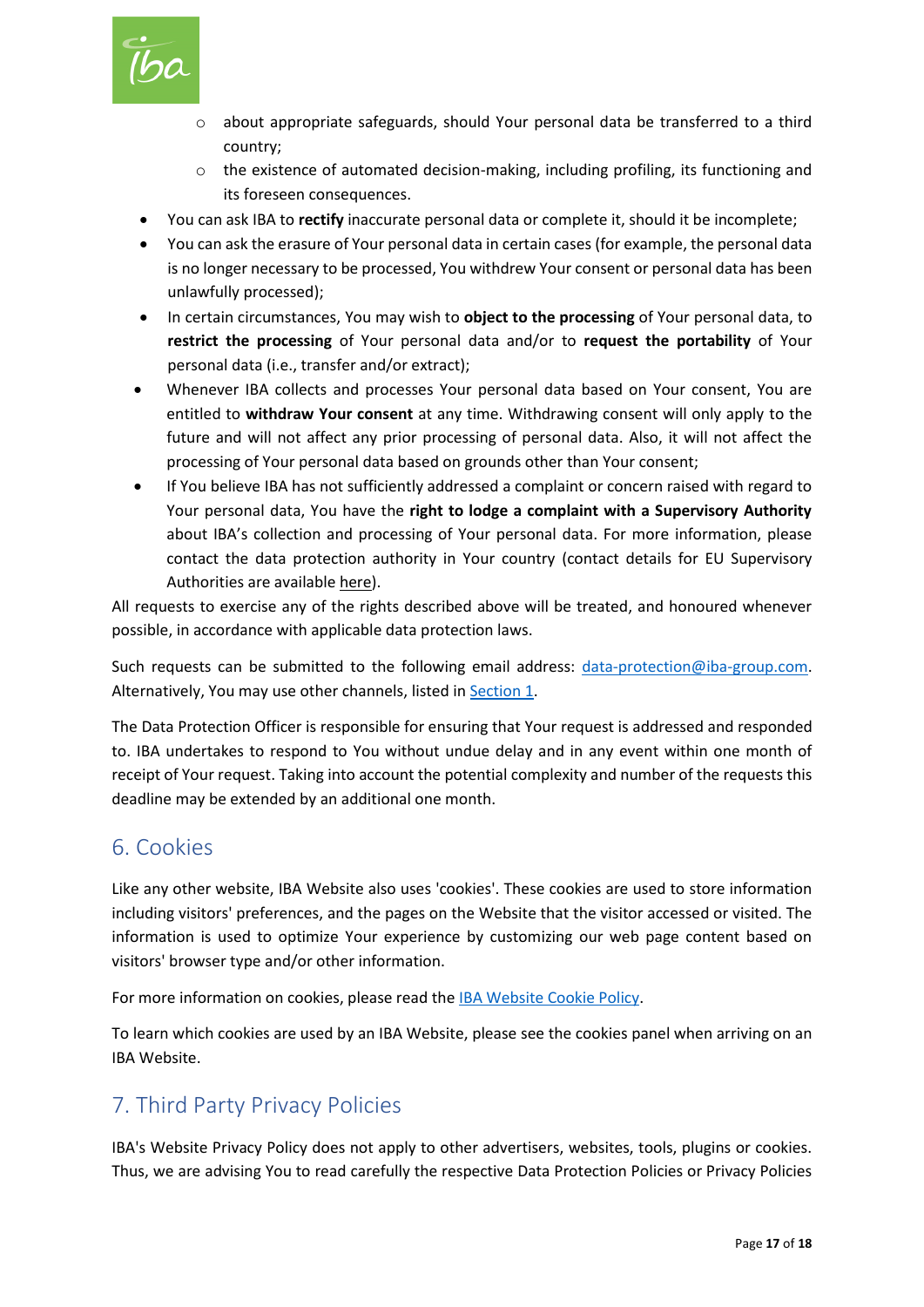- about appropriate safeguards, should Your personal data be transferred to a third country;
  - the existence of automated decision-making, including profiling, its functioning and its foreseen consequences.
- You can ask IBA to **rectify** inaccurate personal data or complete it, should it be incomplete;
- You can ask the erasure of Your personal data in certain cases (for example, the personal data is no longer necessary to be processed, You withdrew Your consent or personal data has been unlawfully processed);
- In certain circumstances, You may wish to **object to the processing** of Your personal data, to **restrict the processing** of Your personal data and/or to **request the portability** of Your personal data (i.e., transfer and/or extract);
- Whenever IBA collects and processes Your personal data based on Your consent, You are entitled to **withdraw Your consent** at any time. Withdrawing consent will only apply to the future and will not affect any prior processing of personal data. Also, it will not affect the processing of Your personal data based on grounds other than Your consent;
- If You believe IBA has not sufficiently addressed a complaint or concern raised with regard to Your personal data, You have the **right to lodge a complaint with a Supervisory Authority** about IBA's collection and processing of Your personal data. For more information, please contact the data protection authority in Your country (contact details for EU Supervisory Authorities are available here).

All requests to exercise any of the rights described above will be treated, and honoured whenever possible, in accordance with applicable data protection laws.

Such requests can be submitted to the following email address: data-protection@iba-group.com. Alternatively, You may use other channels, listed in Section 1.

The Data Protection Officer is responsible for ensuring that Your request is addressed and responded to. IBA undertakes to respond to You without undue delay and in any event within one month of receipt of Your request. Taking into account the potential complexity and number of the requests this deadline may be extended by an additional one month.

## 6. Cookies

Like any other website, IBA Website also uses 'cookies'. These cookies are used to store information including visitors' preferences, and the pages on the Website that the visitor accessed or visited. The information is used to optimize Your experience by customizing our web page content based on visitors' browser type and/or other information.

For more information on cookies, please read the IBA Website Cookie Policy.

To learn which cookies are used by an IBA Website, please see the cookies panel when arriving on an IBA Website.

## 7. Third Party Privacy Policies

IBA's Website Privacy Policy does not apply to other advertisers, websites, tools, plugins or cookies. Thus, we are advising You to read carefully the respective Data Protection Policies or Privacy Policies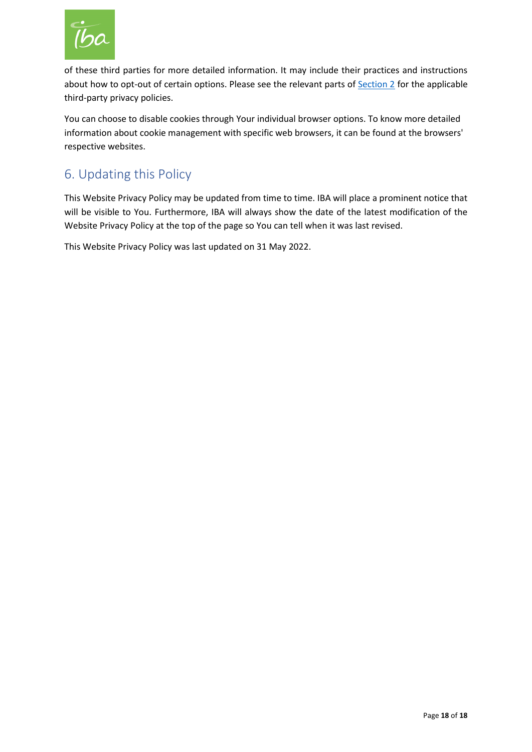of these third parties for more detailed information. It may include their practices and instructions about how to opt-out of certain options. Please see the relevant parts of Section 2 for the applicable third-party privacy policies.

You can choose to disable cookies through Your individual browser options. To know more detailed information about cookie management with specific web browsers, it can be found at the browsers' respective websites.

## 6. Updating this Policy

This Website Privacy Policy may be updated from time to time. IBA will place a prominent notice that will be visible to You. Furthermore, IBA will always show the date of the latest modification of the Website Privacy Policy at the top of the page so You can tell when it was last revised.

This Website Privacy Policy was last updated on 31 May 2022.